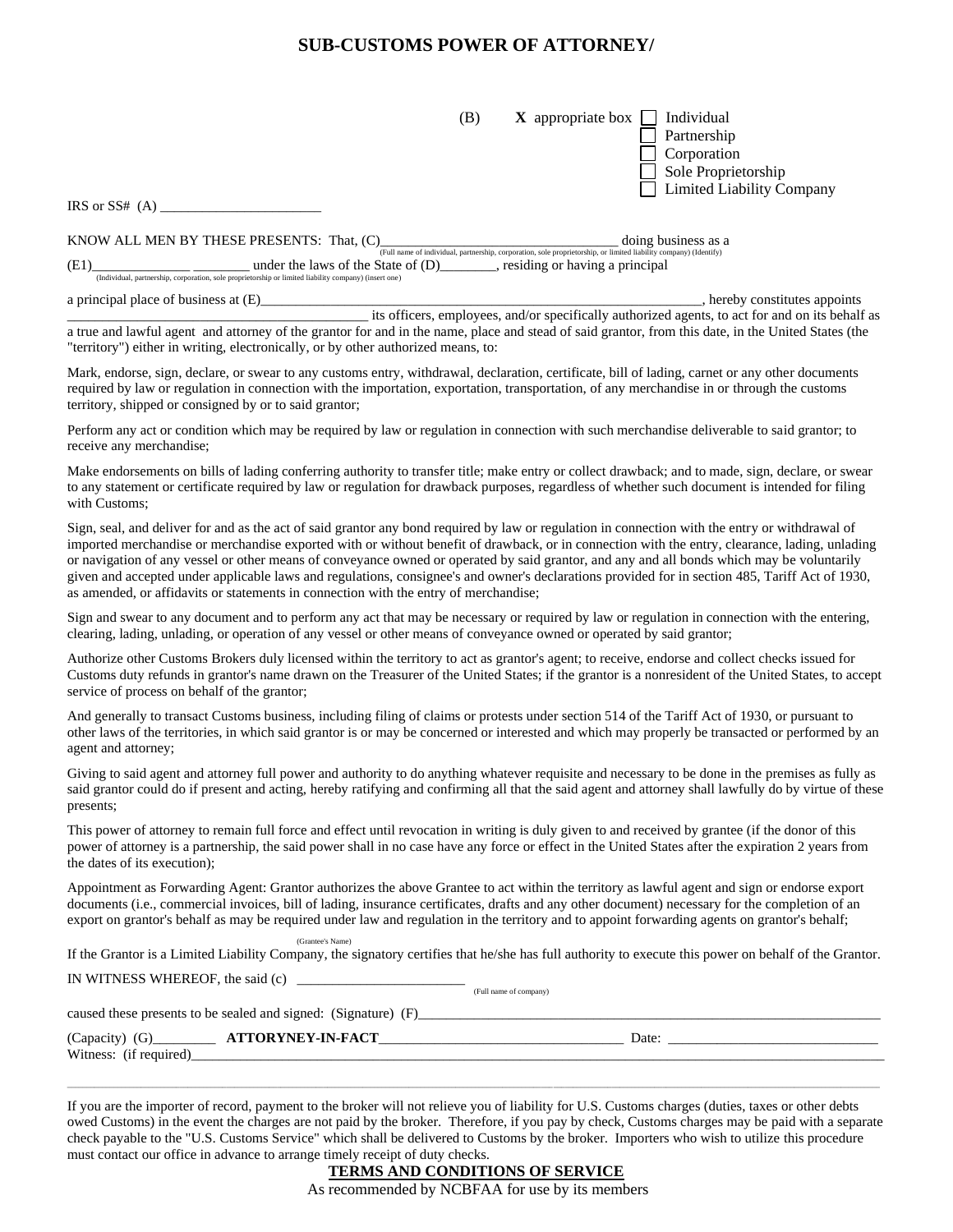# SUB-CUSTOMS POWER OF ATTORNEY/

(B) **X** appropriate box
- ☐ Individual
- ☐ Partnership
- ☐ Corporation
- ☐ Sole Proprietorship
- ☐ Limited Liability Company

IRS or SS# (A) ________________________

KNOW ALL MEN BY THESE PRESENTS: That, (C)__________________________________ doing business as a
(Full name of individual, partnership, corporation, sole proprietorship, or limited liability company) (Identify)

(E1)______________ ________ under the laws of the State of (D)________, residing or having a principal
(Individual, partnership, corporation, sole proprietorship or limited liability company) (insert one)

a principal place of business at (E)__________________________________________________________________, hereby constitutes appoints ____________________________________________ its officers, employees, and/or specifically authorized agents, to act for and on its behalf as a true and lawful agent and attorney of the grantor for and in the name, place and stead of said grantor, from this date, in the United States (the "territory") either in writing, electronically, or by other authorized means, to:

Mark, endorse, sign, declare, or swear to any customs entry, withdrawal, declaration, certificate, bill of lading, carnet or any other documents required by law or regulation in connection with the importation, exportation, transportation, of any merchandise in or through the customs territory, shipped or consigned by or to said grantor;

Perform any act or condition which may be required by law or regulation in connection with such merchandise deliverable to said grantor; to receive any merchandise;

Make endorsements on bills of lading conferring authority to transfer title; make entry or collect drawback; and to made, sign, declare, or swear to any statement or certificate required by law or regulation for drawback purposes, regardless of whether such document is intended for filing with Customs;

Sign, seal, and deliver for and as the act of said grantor any bond required by law or regulation in connection with the entry or withdrawal of imported merchandise or merchandise exported with or without benefit of drawback, or in connection with the entry, clearance, lading, unlading or navigation of any vessel or other means of conveyance owned or operated by said grantor, and any and all bonds which may be voluntarily given and accepted under applicable laws and regulations, consignee's and owner's declarations provided for in section 485, Tariff Act of 1930, as amended, or affidavits or statements in connection with the entry of merchandise;

Sign and swear to any document and to perform any act that may be necessary or required by law or regulation in connection with the entering, clearing, lading, unlading, or operation of any vessel or other means of conveyance owned or operated by said grantor;

Authorize other Customs Brokers duly licensed within the territory to act as grantor's agent; to receive, endorse and collect checks issued for Customs duty refunds in grantor's name drawn on the Treasurer of the United States; if the grantor is a nonresident of the United States, to accept service of process on behalf of the grantor;

And generally to transact Customs business, including filing of claims or protests under section 514 of the Tariff Act of 1930, or pursuant to other laws of the territories, in which said grantor is or may be concerned or interested and which may properly be transacted or performed by an agent and attorney;

Giving to said agent and attorney full power and authority to do anything whatever requisite and necessary to be done in the premises as fully as said grantor could do if present and acting, hereby ratifying and confirming all that the said agent and attorney shall lawfully do by virtue of these presents;

This power of attorney to remain full force and effect until revocation in writing is duly given to and received by grantee (if the donor of this power of attorney is a partnership, the said power shall in no case have any force or effect in the United States after the expiration 2 years from the dates of its execution);

Appointment as Forwarding Agent: Grantor authorizes the above Grantee to act within the territory as lawful agent and sign or endorse export documents (i.e., commercial invoices, bill of lading, insurance certificates, drafts and any other document) necessary for the completion of an export on grantor's behalf as may be required under law and regulation in the territory and to appoint forwarding agents on grantor's behalf;

(Grantee's Name)

If the Grantor is a Limited Liability Company, the signatory certifies that he/she has full authority to execute this power on behalf of the Grantor.

IN WITNESS WHEREOF, the said (c) ________________________
(Full name of company)

caused these presents to be sealed and signed: (Signature) (F)________________________________________________________________

(Capacity) (G)_________ **ATTORYNEY-IN-FACT**__________________________________ Date: ______________________________

Witness: (if required)____________________________________________________________________________________________

---

If you are the importer of record, payment to the broker will not relieve you of liability for U.S. Customs charges (duties, taxes or other debts owed Customs) in the event the charges are not paid by the broker. Therefore, if you pay by check, Customs charges may be paid with a separate check payable to the "U.S. Customs Service" which shall be delivered to Customs by the broker. Importers who wish to utilize this procedure must contact our office in advance to arrange timely receipt of duty checks.

## TERMS AND CONDITIONS OF SERVICE

As recommended by NCBFAA for use by its members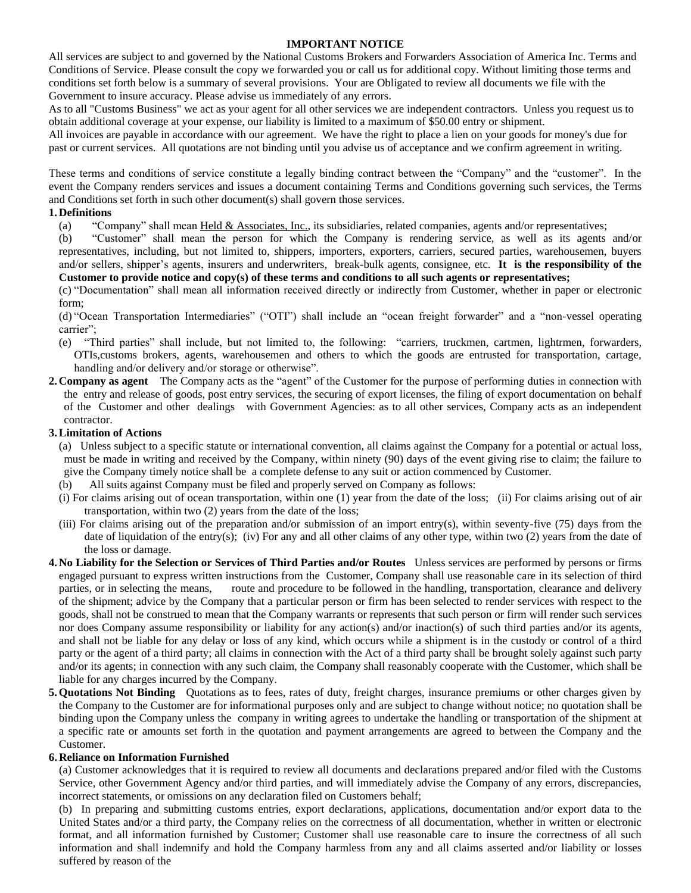## IMPORTANT NOTICE

All services are subject to and governed by the National Customs Brokers and Forwarders Association of America Inc. Terms and Conditions of Service. Please consult the copy we forwarded you or call us for additional copy. Without limiting those terms and conditions set forth below is a summary of several provisions. Your are Obligated to review all documents we file with the Government to insure accuracy. Please advise us immediately of any errors.

As to all "Customs Business" we act as your agent for all other services we are independent contractors. Unless you request us to obtain additional coverage at your expense, our liability is limited to a maximum of $50.00 entry or shipment.

All invoices are payable in accordance with our agreement. We have the right to place a lien on your goods for money's due for past or current services. All quotations are not binding until you advise us of acceptance and we confirm agreement in writing.

These terms and conditions of service constitute a legally binding contract between the "Company" and the "customer". In the event the Company renders services and issues a document containing Terms and Conditions governing such services, the Terms and Conditions set forth in such other document(s) shall govern those services.

**1. Definitions**

(a) "Company" shall mean Held & Associates, Inc., its subsidiaries, related companies, agents and/or representatives;

(b) "Customer" shall mean the person for which the Company is rendering service, as well as its agents and/or representatives, including, but not limited to, shippers, importers, exporters, carriers, secured parties, warehousemen, buyers and/or sellers, shipper's agents, insurers and underwriters, break-bulk agents, consignee, etc. **It is the responsibility of the Customer to provide notice and copy(s) of these terms and conditions to all such agents or representatives;**

(c) "Documentation" shall mean all information received directly or indirectly from Customer, whether in paper or electronic form;

(d) "Ocean Transportation Intermediaries" ("OTI") shall include an "ocean freight forwarder" and a "non-vessel operating carrier";

(e) "Third parties" shall include, but not limited to, the following: "carriers, truckmen, cartmen, lightrmen, forwarders, OTIs,customs brokers, agents, warehousemen and others to which the goods are entrusted for transportation, cartage, handling and/or delivery and/or storage or otherwise".

**2. Company as agent** The Company acts as the "agent" of the Customer for the purpose of performing duties in connection with the entry and release of goods, post entry services, the securing of export licenses, the filing of export documentation on behalf of the Customer and other dealings with Government Agencies: as to all other services, Company acts as an independent contractor.

**3. Limitation of Actions**

(a) Unless subject to a specific statute or international convention, all claims against the Company for a potential or actual loss, must be made in writing and received by the Company, within ninety (90) days of the event giving rise to claim; the failure to give the Company timely notice shall be a complete defense to any suit or action commenced by Customer.

(b) All suits against Company must be filed and properly served on Company as follows:

(i) For claims arising out of ocean transportation, within one (1) year from the date of the loss; (ii) For claims arising out of air transportation, within two (2) years from the date of the loss;

(iii) For claims arising out of the preparation and/or submission of an import entry(s), within seventy-five (75) days from the date of liquidation of the entry(s); (iv) For any and all other claims of any other type, within two (2) years from the date of the loss or damage.

**4. No Liability for the Selection or Services of Third Parties and/or Routes** Unless services are performed by persons or firms engaged pursuant to express written instructions from the Customer, Company shall use reasonable care in its selection of third parties, or in selecting the means, route and procedure to be followed in the handling, transportation, clearance and delivery of the shipment; advice by the Company that a particular person or firm has been selected to render services with respect to the goods, shall not be construed to mean that the Company warrants or represents that such person or firm will render such services nor does Company assume responsibility or liability for any action(s) and/or inaction(s) of such third parties and/or its agents, and shall not be liable for any delay or loss of any kind, which occurs while a shipment is in the custody or control of a third party or the agent of a third party; all claims in connection with the Act of a third party shall be brought solely against such party and/or its agents; in connection with any such claim, the Company shall reasonably cooperate with the Customer, which shall be liable for any charges incurred by the Company.

**5. Quotations Not Binding** Quotations as to fees, rates of duty, freight charges, insurance premiums or other charges given by the Company to the Customer are for informational purposes only and are subject to change without notice; no quotation shall be binding upon the Company unless the company in writing agrees to undertake the handling or transportation of the shipment at a specific rate or amounts set forth in the quotation and payment arrangements are agreed to between the Company and the Customer.

**6. Reliance on Information Furnished**

(a) Customer acknowledges that it is required to review all documents and declarations prepared and/or filed with the Customs Service, other Government Agency and/or third parties, and will immediately advise the Company of any errors, discrepancies, incorrect statements, or omissions on any declaration filed on Customers behalf;

(b) In preparing and submitting customs entries, export declarations, applications, documentation and/or export data to the United States and/or a third party, the Company relies on the correctness of all documentation, whether in written or electronic format, and all information furnished by Customer; Customer shall use reasonable care to insure the correctness of all such information and shall indemnify and hold the Company harmless from any and all claims asserted and/or liability or losses suffered by reason of the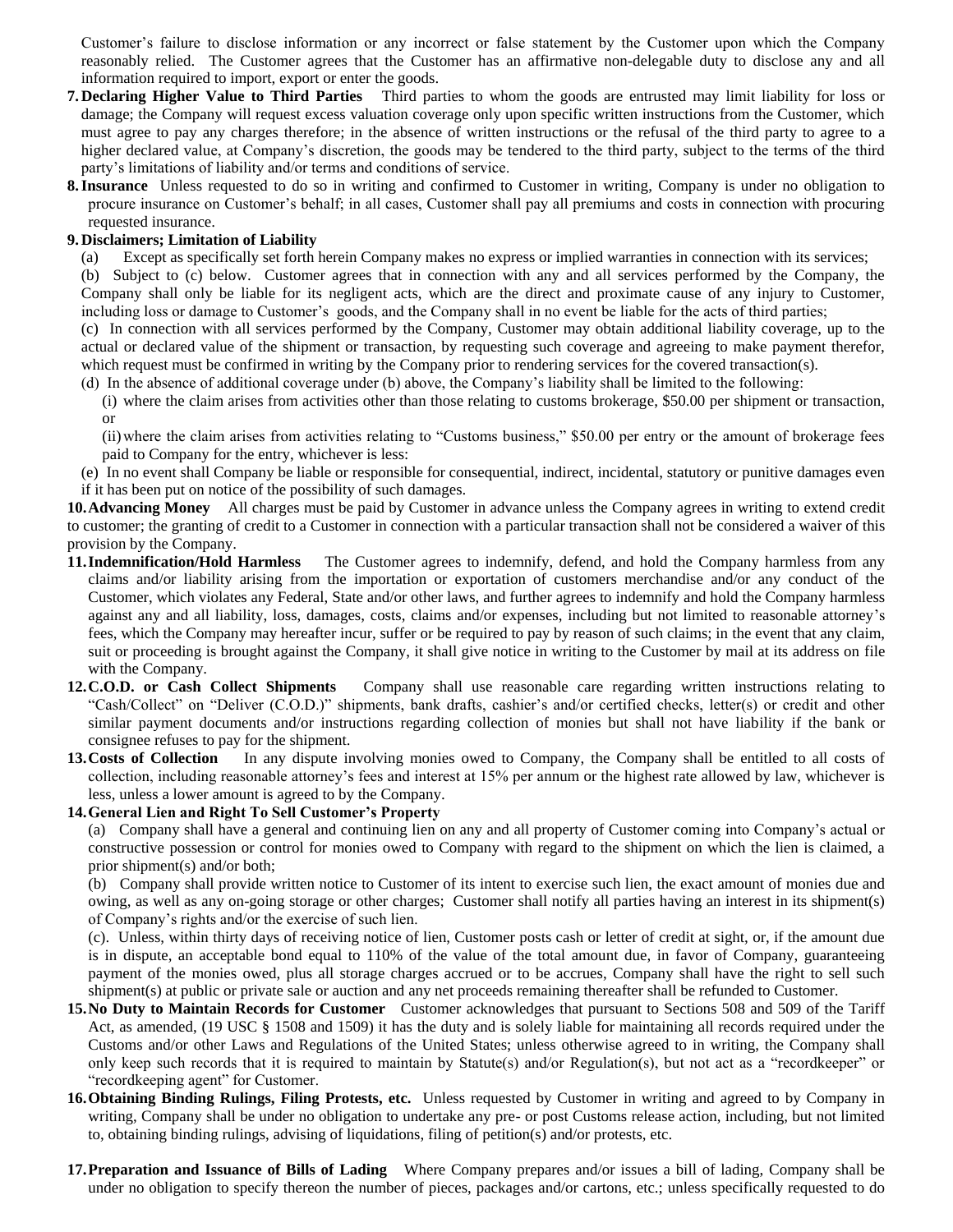Customer's failure to disclose information or any incorrect or false statement by the Customer upon which the Company reasonably relied. The Customer agrees that the Customer has an affirmative non-delegable duty to disclose any and all information required to import, export or enter the goods.

7. **Declaring Higher Value to Third Parties** Third parties to whom the goods are entrusted may limit liability for loss or damage; the Company will request excess valuation coverage only upon specific written instructions from the Customer, which must agree to pay any charges therefore; in the absence of written instructions or the refusal of the third party to agree to a higher declared value, at Company's discretion, the goods may be tendered to the third party, subject to the terms of the third party's limitations of liability and/or terms and conditions of service.

8. **Insurance** Unless requested to do so in writing and confirmed to Customer in writing, Company is under no obligation to procure insurance on Customer's behalf; in all cases, Customer shall pay all premiums and costs in connection with procuring requested insurance.

9. **Disclaimers; Limitation of Liability**

   (a) Except as specifically set forth herein Company makes no express or implied warranties in connection with its services;

   (b) Subject to (c) below. Customer agrees that in connection with any and all services performed by the Company, the Company shall only be liable for its negligent acts, which are the direct and proximate cause of any injury to Customer, including loss or damage to Customer's goods, and the Company shall in no event be liable for the acts of third parties;

   (c) In connection with all services performed by the Company, Customer may obtain additional liability coverage, up to the actual or declared value of the shipment or transaction, by requesting such coverage and agreeing to make payment therefor, which request must be confirmed in writing by the Company prior to rendering services for the covered transaction(s).

   (d) In the absence of additional coverage under (b) above, the Company's liability shall be limited to the following:

      (i) where the claim arises from activities other than those relating to customs brokerage, $50.00 per shipment or transaction, or

      (ii) where the claim arises from activities relating to "Customs business," $50.00 per entry or the amount of brokerage fees paid to Company for the entry, whichever is less:

   (e) In no event shall Company be liable or responsible for consequential, indirect, incidental, statutory or punitive damages even if it has been put on notice of the possibility of such damages.

10. **Advancing Money** All charges must be paid by Customer in advance unless the Company agrees in writing to extend credit to customer; the granting of credit to a Customer in connection with a particular transaction shall not be considered a waiver of this provision by the Company.

11. **Indemnification/Hold Harmless** The Customer agrees to indemnify, defend, and hold the Company harmless from any claims and/or liability arising from the importation or exportation of customers merchandise and/or any conduct of the Customer, which violates any Federal, State and/or other laws, and further agrees to indemnify and hold the Company harmless against any and all liability, loss, damages, costs, claims and/or expenses, including but not limited to reasonable attorney's fees, which the Company may hereafter incur, suffer or be required to pay by reason of such claims; in the event that any claim, suit or proceeding is brought against the Company, it shall give notice in writing to the Customer by mail at its address on file with the Company.

12. **C.O.D. or Cash Collect Shipments** Company shall use reasonable care regarding written instructions relating to "Cash/Collect" on "Deliver (C.O.D.)" shipments, bank drafts, cashier's and/or certified checks, letter(s) or credit and other similar payment documents and/or instructions regarding collection of monies but shall not have liability if the bank or consignee refuses to pay for the shipment.

13. **Costs of Collection** In any dispute involving monies owed to Company, the Company shall be entitled to all costs of collection, including reasonable attorney's fees and interest at 15% per annum or the highest rate allowed by law, whichever is less, unless a lower amount is agreed to by the Company.

14. **General Lien and Right To Sell Customer's Property**

   (a) Company shall have a general and continuing lien on any and all property of Customer coming into Company's actual or constructive possession or control for monies owed to Company with regard to the shipment on which the lien is claimed, a prior shipment(s) and/or both;

   (b) Company shall provide written notice to Customer of its intent to exercise such lien, the exact amount of monies due and owing, as well as any on-going storage or other charges; Customer shall notify all parties having an interest in its shipment(s) of Company's rights and/or the exercise of such lien.

   (c). Unless, within thirty days of receiving notice of lien, Customer posts cash or letter of credit at sight, or, if the amount due is in dispute, an acceptable bond equal to 110% of the value of the total amount due, in favor of Company, guaranteeing payment of the monies owed, plus all storage charges accrued or to be accrues, Company shall have the right to sell such shipment(s) at public or private sale or auction and any net proceeds remaining thereafter shall be refunded to Customer.

15. **No Duty to Maintain Records for Customer** Customer acknowledges that pursuant to Sections 508 and 509 of the Tariff Act, as amended, (19 USC § 1508 and 1509) it has the duty and is solely liable for maintaining all records required under the Customs and/or other Laws and Regulations of the United States; unless otherwise agreed to in writing, the Company shall only keep such records that it is required to maintain by Statute(s) and/or Regulation(s), but not act as a "recordkeeper" or "recordkeeping agent" for Customer.

16. **Obtaining Binding Rulings, Filing Protests, etc.** Unless requested by Customer in writing and agreed to by Company in writing, Company shall be under no obligation to undertake any pre- or post Customs release action, including, but not limited to, obtaining binding rulings, advising of liquidations, filing of petition(s) and/or protests, etc.

17. **Preparation and Issuance of Bills of Lading** Where Company prepares and/or issues a bill of lading, Company shall be under no obligation to specify thereon the number of pieces, packages and/or cartons, etc.; unless specifically requested to do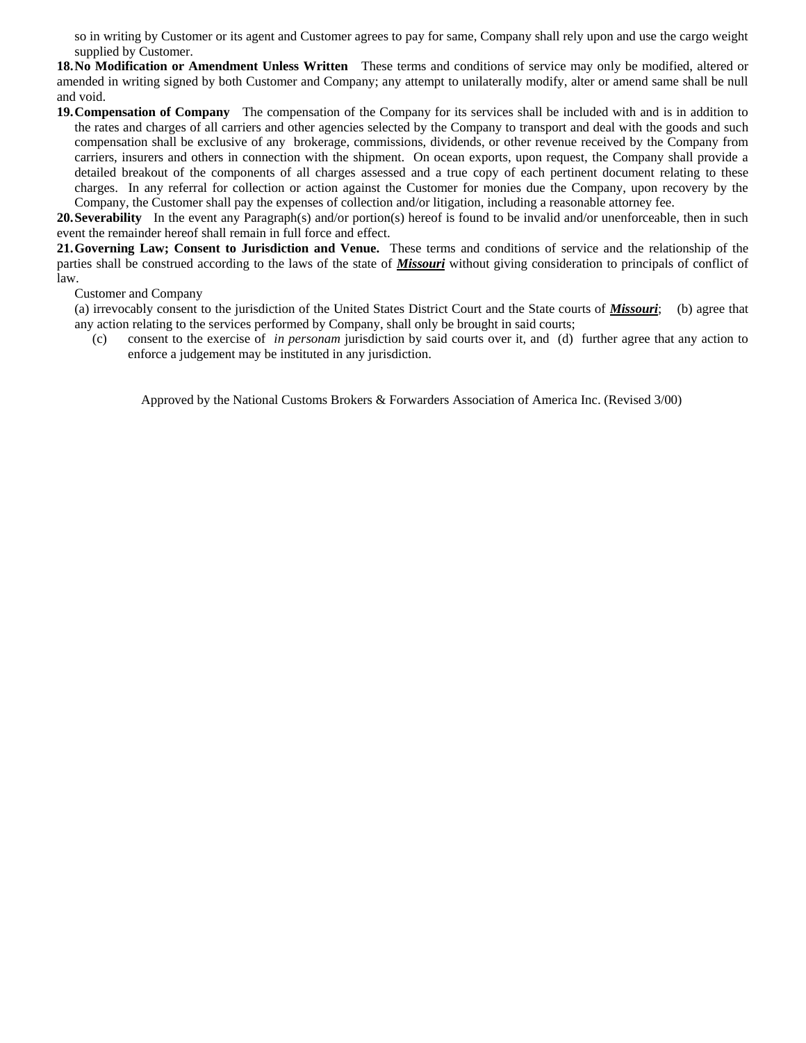so in writing by Customer or its agent and Customer agrees to pay for same, Company shall rely upon and use the cargo weight supplied by Customer.

**18. No Modification or Amendment Unless Written** These terms and conditions of service may only be modified, altered or amended in writing signed by both Customer and Company; any attempt to unilaterally modify, alter or amend same shall be null and void.

**19. Compensation of Company** The compensation of the Company for its services shall be included with and is in addition to the rates and charges of all carriers and other agencies selected by the Company to transport and deal with the goods and such compensation shall be exclusive of any brokerage, commissions, dividends, or other revenue received by the Company from carriers, insurers and others in connection with the shipment. On ocean exports, upon request, the Company shall provide a detailed breakout of the components of all charges assessed and a true copy of each pertinent document relating to these charges. In any referral for collection or action against the Customer for monies due the Company, upon recovery by the Company, the Customer shall pay the expenses of collection and/or litigation, including a reasonable attorney fee.

**20. Severability** In the event any Paragraph(s) and/or portion(s) hereof is found to be invalid and/or unenforceable, then in such event the remainder hereof shall remain in full force and effect.

**21. Governing Law; Consent to Jurisdiction and Venue.** These terms and conditions of service and the relationship of the parties shall be construed according to the laws of the state of ***Missouri*** without giving consideration to principals of conflict of law.

Customer and Company

(a) irrevocably consent to the jurisdiction of the United States District Court and the State courts of ***Missouri***; (b) agree that any action relating to the services performed by Company, shall only be brought in said courts;

(c) consent to the exercise of *in personam* jurisdiction by said courts over it, and (d) further agree that any action to enforce a judgement may be instituted in any jurisdiction.

Approved by the National Customs Brokers & Forwarders Association of America Inc. (Revised 3/00)